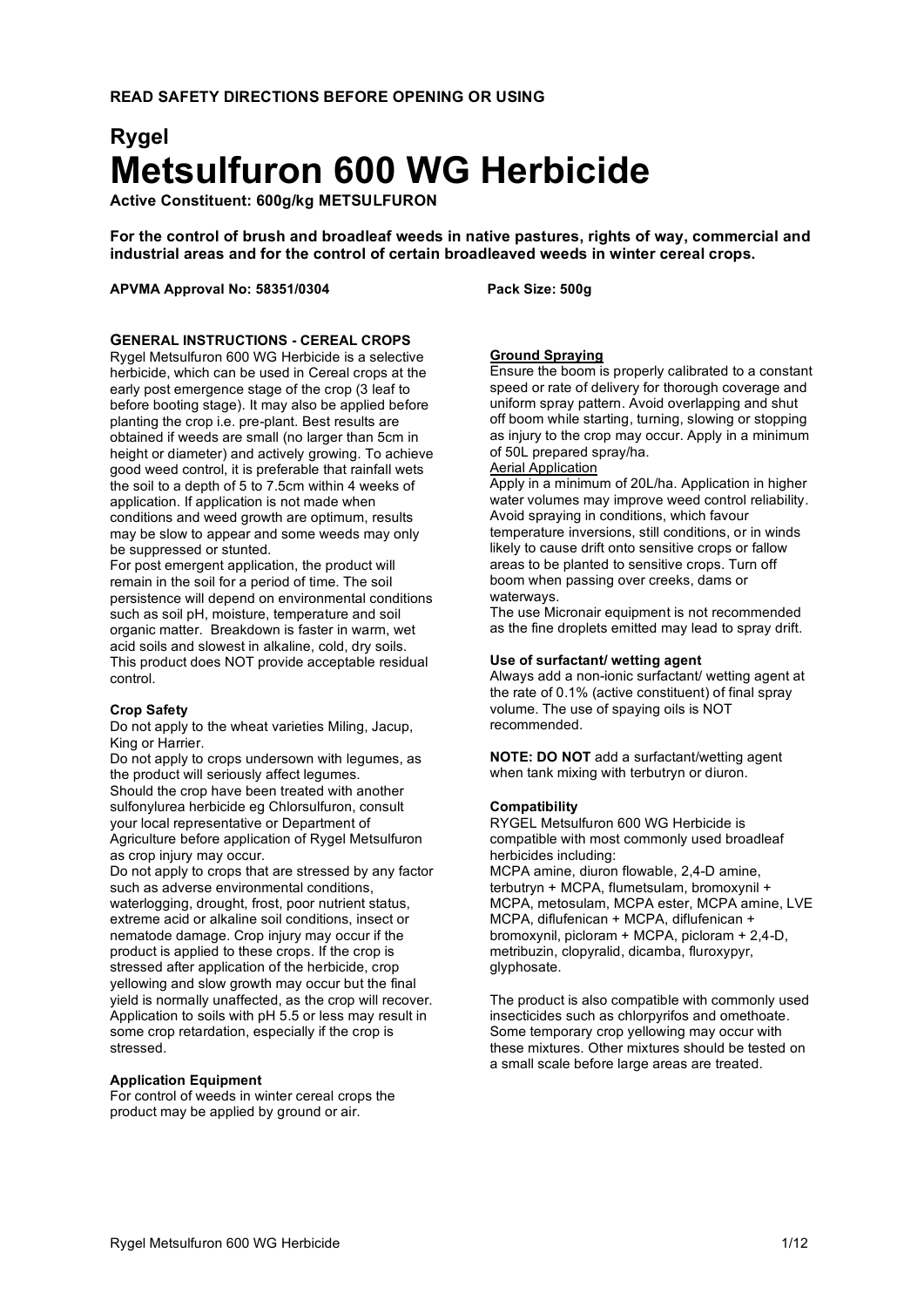**READ SAFETY DIRECTIONS BEFORE OPENING OR USING**

## Rygel
# Metsulfuron 600 WG Herbicide

**Active Constituent: 600g/kg METSULFURON**

**For the control of brush and broadleaf weeds in native pastures, rights of way, commercial and industrial areas and for the control of certain broadleaved weeds in winter cereal crops.**

**APVMA Approval No: 58351/0304** **Pack Size: 500g**

### GENERAL INSTRUCTIONS - CEREAL CROPS

Rygel Metsulfuron 600 WG Herbicide is a selective herbicide, which can be used in Cereal crops at the early post emergence stage of the crop (3 leaf to before booting stage). It may also be applied before planting the crop i.e. pre-plant. Best results are obtained if weeds are small (no larger than 5cm in height or diameter) and actively growing. To achieve good weed control, it is preferable that rainfall wets the soil to a depth of 5 to 7.5cm within 4 weeks of application. If application is not made when conditions and weed growth are optimum, results may be slow to appear and some weeds may only be suppressed or stunted.

For post emergent application, the product will remain in the soil for a period of time. The soil persistence will depend on environmental conditions such as soil pH, moisture, temperature and soil organic matter. Breakdown is faster in warm, wet acid soils and slowest in alkaline, cold, dry soils. This product does NOT provide acceptable residual control.

#### Crop Safety

Do not apply to the wheat varieties Miling, Jacup, King or Harrier.

Do not apply to crops undersown with legumes, as the product will seriously affect legumes.

Should the crop have been treated with another sulfonylurea herbicide eg Chlorsulfuron, consult your local representative or Department of Agriculture before application of Rygel Metsulfuron as crop injury may occur.

Do not apply to crops that are stressed by any factor such as adverse environmental conditions, waterlogging, drought, frost, poor nutrient status, extreme acid or alkaline soil conditions, insect or nematode damage. Crop injury may occur if the product is applied to these crops. If the crop is stressed after application of the herbicide, crop yellowing and slow growth may occur but the final yield is normally unaffected, as the crop will recover. Application to soils with pH 5.5 or less may result in some crop retardation, especially if the crop is stressed.

#### Application Equipment

For control of weeds in winter cereal crops the product may be applied by ground or air.

**Ground Spraying**

Ensure the boom is properly calibrated to a constant speed or rate of delivery for thorough coverage and uniform spray pattern. Avoid overlapping and shut off boom while starting, turning, slowing or stopping as injury to the crop may occur. Apply in a minimum of 50L prepared spray/ha.

Aerial Application

Apply in a minimum of 20L/ha. Application in higher water volumes may improve weed control reliability. Avoid spraying in conditions, which favour temperature inversions, still conditions, or in winds likely to cause drift onto sensitive crops or fallow areas to be planted to sensitive crops. Turn off boom when passing over creeks, dams or waterways.

The use Micronair equipment is not recommended as the fine droplets emitted may lead to spray drift.

#### Use of surfactant/ wetting agent

Always add a non-ionic surfactant/ wetting agent at the rate of 0.1% (active constituent) of final spray volume. The use of spaying oils is NOT recommended.

**NOTE: DO NOT** add a surfactant/wetting agent when tank mixing with terbutryn or diuron.

#### Compatibility

RYGEL Metsulfuron 600 WG Herbicide is compatible with most commonly used broadleaf herbicides including:

MCPA amine, diuron flowable, 2,4-D amine, terbutryn + MCPA, flumetsulam, bromoxynil + MCPA, metosulam, MCPA ester, MCPA amine, LVE MCPA, diflufenican + MCPA, diflufenican + bromoxynil, picloram + MCPA, picloram + 2,4-D, metribuzin, clopyralid, dicamba, fluroxypyr, glyphosate.

The product is also compatible with commonly used insecticides such as chlorpyrifos and omethoate. Some temporary crop yellowing may occur with these mixtures. Other mixtures should be tested on a small scale before large areas are treated.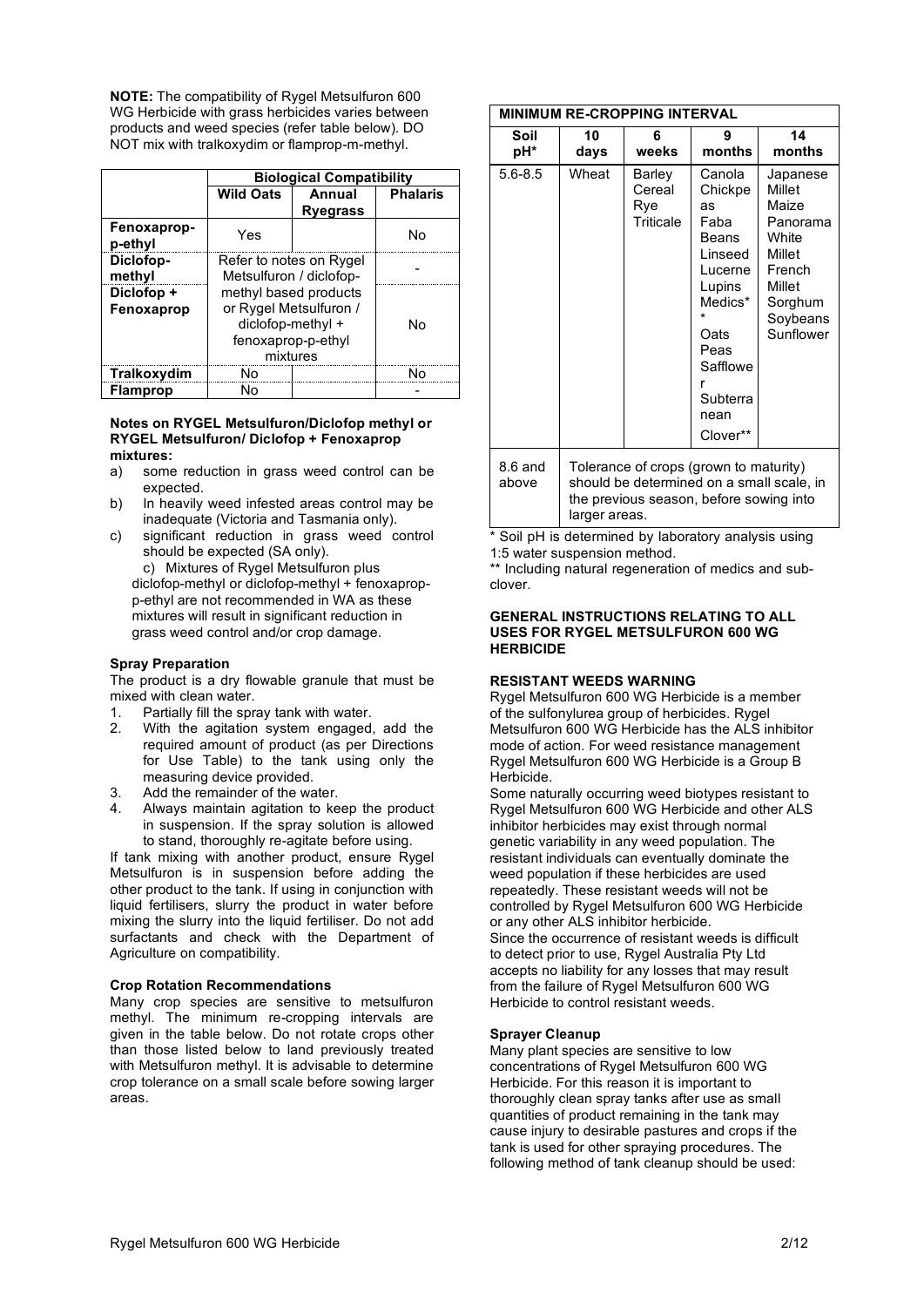**NOTE:** The compatibility of Rygel Metsulfuron 600 WG Herbicide with grass herbicides varies between products and weed species (refer table below). DO NOT mix with tralkoxydim or flamprop-m-methyl.

| | **Biological Compatibility** | | |
|---|---|---|---|
| | **Wild Oats** | **Annual Ryegrass** | **Phalaris** |
| **Fenoxaprop-p-ethyl** | Yes | | No |
| **Diclofop-methyl** | Refer to notes on Rygel Metsulfuron / diclofop-methyl based products or Rygel Metsulfuron / diclofop-methyl + fenoxaprop-p-ethyl mixtures | | - |
| **Diclofop + Fenoxaprop** | | | No |
| **Tralkoxydim** | No | | No |
| **Flamprop** | No | | - |

**Notes on RYGEL Metsulfuron/Diclofop methyl or RYGEL Metsulfuron/ Diclofop + Fenoxaprop mixtures:**

a) some reduction in grass weed control can be expected.
b) In heavily weed infested areas control may be inadequate (Victoria and Tasmania only).
c) significant reduction in grass weed control should be expected (SA only).
   c) Mixtures of Rygel Metsulfuron plus diclofop-methyl or diclofop-methyl + fenoxaprop-p-ethyl are not recommended in WA as these mixtures will result in significant reduction in grass weed control and/or crop damage.

**Spray Preparation**

The product is a dry flowable granule that must be mixed with clean water.

1. Partially fill the spray tank with water.
2. With the agitation system engaged, add the required amount of product (as per Directions for Use Table) to the tank using only the measuring device provided.
3. Add the remainder of the water.
4. Always maintain agitation to keep the product in suspension. If the spray solution is allowed to stand, thoroughly re-agitate before using.

If tank mixing with another product, ensure Rygel Metsulfuron is in suspension before adding the other product to the tank. If using in conjunction with liquid fertilisers, slurry the product in water before mixing the slurry into the liquid fertiliser. Do not add surfactants and check with the Department of Agriculture on compatibility.

**Crop Rotation Recommendations**

Many crop species are sensitive to metsulfuron methyl. The minimum re-cropping intervals are given in the table below. Do not rotate crops other than those listed below to land previously treated with Metsulfuron methyl. It is advisable to determine crop tolerance on a small scale before sowing larger areas.

| **MINIMUM RE-CROPPING INTERVAL** | | | | |
|---|---|---|---|---|
| **Soil pH*** | **10 days** | **6 weeks** | **9 months** | **14 months** |
| 5.6-8.5 | Wheat | Barley<br>Cereal Rye<br>Triticale | Canola<br>Chickpeas<br>Faba Beans<br>Linseed<br>Lucerne<br>Lupins<br>Medics**<br>Oats<br>Peas<br>Safflower<br>Subterranean Clover** | Japanese Millet<br>Maize<br>Panorama White Millet<br>French Millet<br>Sorghum<br>Soybeans<br>Sunflower |
| 8.6 and above | Tolerance of crops (grown to maturity) should be determined on a small scale, in the previous season, before sowing into larger areas. | | | |

\* Soil pH is determined by laboratory analysis using 1:5 water suspension method.

\** Including natural regeneration of medics and sub-clover.

**GENERAL INSTRUCTIONS RELATING TO ALL USES FOR RYGEL METSULFURON 600 WG HERBICIDE**

**RESISTANT WEEDS WARNING**

Rygel Metsulfuron 600 WG Herbicide is a member of the sulfonylurea group of herbicides. Rygel Metsulfuron 600 WG Herbicide has the ALS inhibitor mode of action. For weed resistance management Rygel Metsulfuron 600 WG Herbicide is a Group B Herbicide.

Some naturally occurring weed biotypes resistant to Rygel Metsulfuron 600 WG Herbicide and other ALS inhibitor herbicides may exist through normal genetic variability in any weed population. The resistant individuals can eventually dominate the weed population if these herbicides are used repeatedly. These resistant weeds will not be controlled by Rygel Metsulfuron 600 WG Herbicide or any other ALS inhibitor herbicide.

Since the occurrence of resistant weeds is difficult to detect prior to use, Rygel Australia Pty Ltd accepts no liability for any losses that may result from the failure of Rygel Metsulfuron 600 WG Herbicide to control resistant weeds.

**Sprayer Cleanup**

Many plant species are sensitive to low concentrations of Rygel Metsulfuron 600 WG Herbicide. For this reason it is important to thoroughly clean spray tanks after use as small quantities of product remaining in the tank may cause injury to desirable pastures and crops if the tank is used for other spraying procedures. The following method of tank cleanup should be used: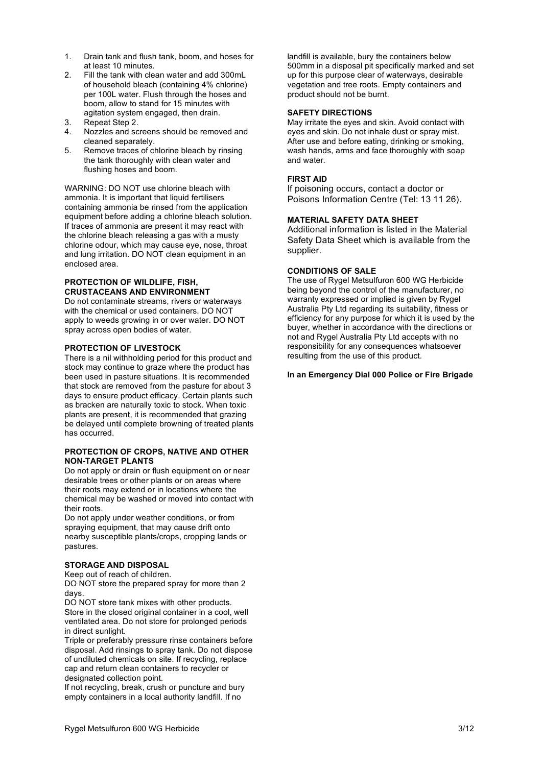1. Drain tank and flush tank, boom, and hoses for at least 10 minutes.
2. Fill the tank with clean water and add 300mL of household bleach (containing 4% chlorine) per 100L water. Flush through the hoses and boom, allow to stand for 15 minutes with agitation system engaged, then drain.
3. Repeat Step 2.
4. Nozzles and screens should be removed and cleaned separately.
5. Remove traces of chlorine bleach by rinsing the tank thoroughly with clean water and flushing hoses and boom.

WARNING: DO NOT use chlorine bleach with ammonia. It is important that liquid fertilisers containing ammonia be rinsed from the application equipment before adding a chlorine bleach solution. If traces of ammonia are present it may react with the chlorine bleach releasing a gas with a musty chlorine odour, which may cause eye, nose, throat and lung irritation. DO NOT clean equipment in an enclosed area.

**PROTECTION OF WILDLIFE, FISH, CRUSTACEANS AND ENVIRONMENT**

Do not contaminate streams, rivers or waterways with the chemical or used containers. DO NOT apply to weeds growing in or over water. DO NOT spray across open bodies of water.

**PROTECTION OF LIVESTOCK**

There is a nil withholding period for this product and stock may continue to graze where the product has been used in pasture situations. It is recommended that stock are removed from the pasture for about 3 days to ensure product efficacy. Certain plants such as bracken are naturally toxic to stock. When toxic plants are present, it is recommended that grazing be delayed until complete browning of treated plants has occurred.

**PROTECTION OF CROPS, NATIVE AND OTHER NON-TARGET PLANTS**

Do not apply or drain or flush equipment on or near desirable trees or other plants or on areas where their roots may extend or in locations where the chemical may be washed or moved into contact with their roots.

Do not apply under weather conditions, or from spraying equipment, that may cause drift onto nearby susceptible plants/crops, cropping lands or pastures.

**STORAGE AND DISPOSAL**

Keep out of reach of children.

DO NOT store the prepared spray for more than 2 days.

DO NOT store tank mixes with other products.

Store in the closed original container in a cool, well ventilated area. Do not store for prolonged periods in direct sunlight.

Triple or preferably pressure rinse containers before disposal. Add rinsings to spray tank. Do not dispose of undiluted chemicals on site. If recycling, replace cap and return clean containers to recycler or designated collection point.

If not recycling, break, crush or puncture and bury empty containers in a local authority landfill. If no landfill is available, bury the containers below 500mm in a disposal pit specifically marked and set up for this purpose clear of waterways, desirable vegetation and tree roots. Empty containers and product should not be burnt.

**SAFETY DIRECTIONS**

May irritate the eyes and skin. Avoid contact with eyes and skin. Do not inhale dust or spray mist. After use and before eating, drinking or smoking, wash hands, arms and face thoroughly with soap and water.

**FIRST AID**

If poisoning occurs, contact a doctor or Poisons Information Centre (Tel: 13 11 26).

**MATERIAL SAFETY DATA SHEET**

Additional information is listed in the Material Safety Data Sheet which is available from the supplier.

**CONDITIONS OF SALE**

The use of Rygel Metsulfuron 600 WG Herbicide being beyond the control of the manufacturer, no warranty expressed or implied is given by Rygel Australia Pty Ltd regarding its suitability, fitness or efficiency for any purpose for which it is used by the buyer, whether in accordance with the directions or not and Rygel Australia Pty Ltd accepts with no responsibility for any consequences whatsoever resulting from the use of this product.

**In an Emergency Dial 000 Police or Fire Brigade**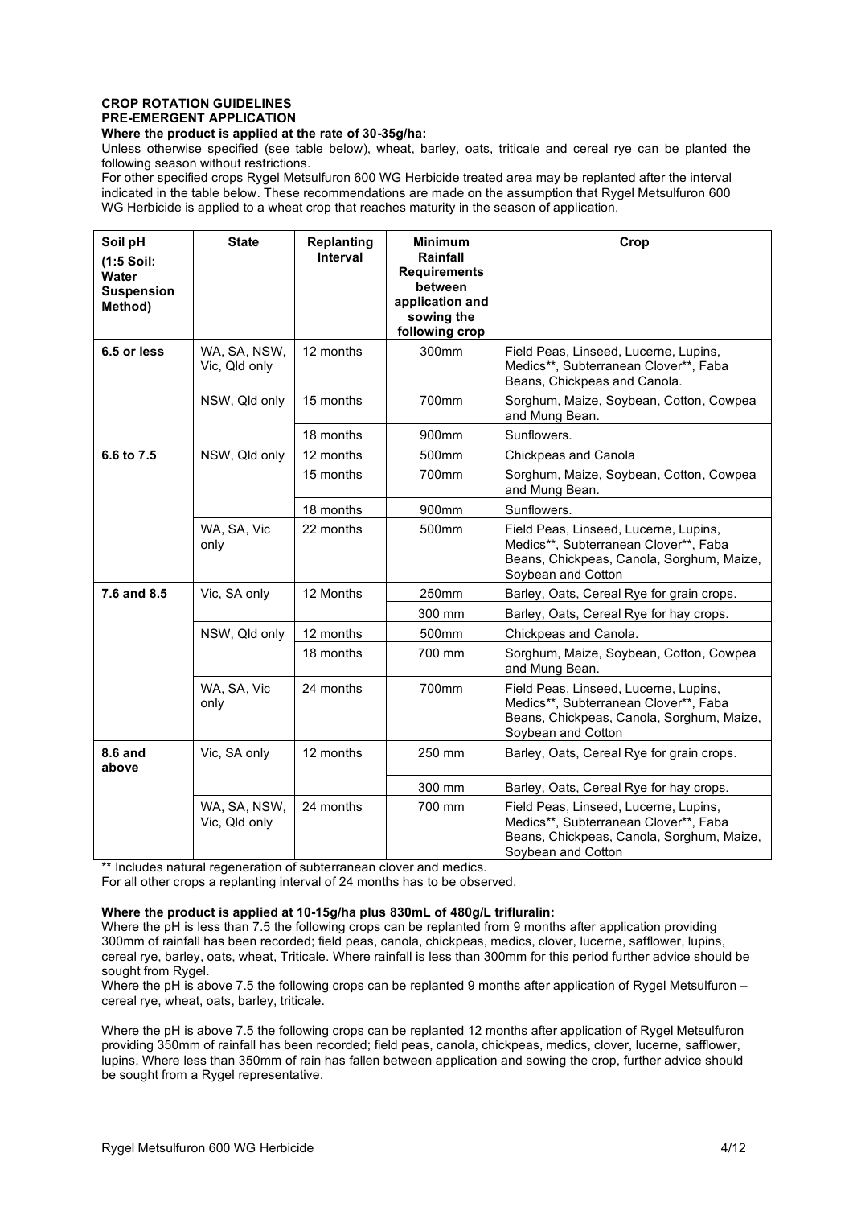**CROP ROTATION GUIDELINES**
**PRE-EMERGENT APPLICATION**
**Where the product is applied at the rate of 30-35g/ha:**

Unless otherwise specified (see table below), wheat, barley, oats, triticale and cereal rye can be planted the following season without restrictions.

For other specified crops Rygel Metsulfuron 600 WG Herbicide treated area may be replanted after the interval indicated in the table below. These recommendations are made on the assumption that Rygel Metsulfuron 600 WG Herbicide is applied to a wheat crop that reaches maturity in the season of application.

| Soil pH (1:5 Soil: Water Suspension Method) | State | Replanting Interval | Minimum Rainfall Requirements between application and sowing the following crop | Crop |
|---|---|---|---|---|
| **6.5 or less** | WA, SA, NSW, Vic, Qld only | 12 months | 300mm | Field Peas, Linseed, Lucerne, Lupins, Medics**, Subterranean Clover**, Faba Beans, Chickpeas and Canola. |
| | NSW, Qld only | 15 months | 700mm | Sorghum, Maize, Soybean, Cotton, Cowpea and Mung Bean. |
| | | 18 months | 900mm | Sunflowers. |
| **6.6 to 7.5** | NSW, Qld only | 12 months | 500mm | Chickpeas and Canola |
| | | 15 months | 700mm | Sorghum, Maize, Soybean, Cotton, Cowpea and Mung Bean. |
| | | 18 months | 900mm | Sunflowers. |
| | WA, SA, Vic only | 22 months | 500mm | Field Peas, Linseed, Lucerne, Lupins, Medics**, Subterranean Clover**, Faba Beans, Chickpeas, Canola, Sorghum, Maize, Soybean and Cotton |
| **7.6 and 8.5** | Vic, SA only | 12 Months | 250mm | Barley, Oats, Cereal Rye for grain crops. |
| | | | 300 mm | Barley, Oats, Cereal Rye for hay crops. |
| | NSW, Qld only | 12 months | 500mm | Chickpeas and Canola. |
| | | 18 months | 700 mm | Sorghum, Maize, Soybean, Cotton, Cowpea and Mung Bean. |
| | WA, SA, Vic only | 24 months | 700mm | Field Peas, Linseed, Lucerne, Lupins, Medics**, Subterranean Clover**, Faba Beans, Chickpeas, Canola, Sorghum, Maize, Soybean and Cotton |
| **8.6 and above** | Vic, SA only | 12 months | 250 mm | Barley, Oats, Cereal Rye for grain crops. |
| | | | 300 mm | Barley, Oats, Cereal Rye for hay crops. |
| | WA, SA, NSW, Vic, Qld only | 24 months | 700 mm | Field Peas, Linseed, Lucerne, Lupins, Medics**, Subterranean Clover**, Faba Beans, Chickpeas, Canola, Sorghum, Maize, Soybean and Cotton |

** Includes natural regeneration of subterranean clover and medics.

For all other crops a replanting interval of 24 months has to be observed.

**Where the product is applied at 10-15g/ha plus 830mL of 480g/L trifluralin:**

Where the pH is less than 7.5 the following crops can be replanted from 9 months after application providing 300mm of rainfall has been recorded; field peas, canola, chickpeas, medics, clover, lucerne, safflower, lupins, cereal rye, barley, oats, wheat, Triticale. Where rainfall is less than 300mm for this period further advice should be sought from Rygel.

Where the pH is above 7.5 the following crops can be replanted 9 months after application of Rygel Metsulfuron – cereal rye, wheat, oats, barley, triticale.

Where the pH is above 7.5 the following crops can be replanted 12 months after application of Rygel Metsulfuron providing 350mm of rainfall has been recorded; field peas, canola, chickpeas, medics, clover, lucerne, safflower, lupins. Where less than 350mm of rain has fallen between application and sowing the crop, further advice should be sought from a Rygel representative.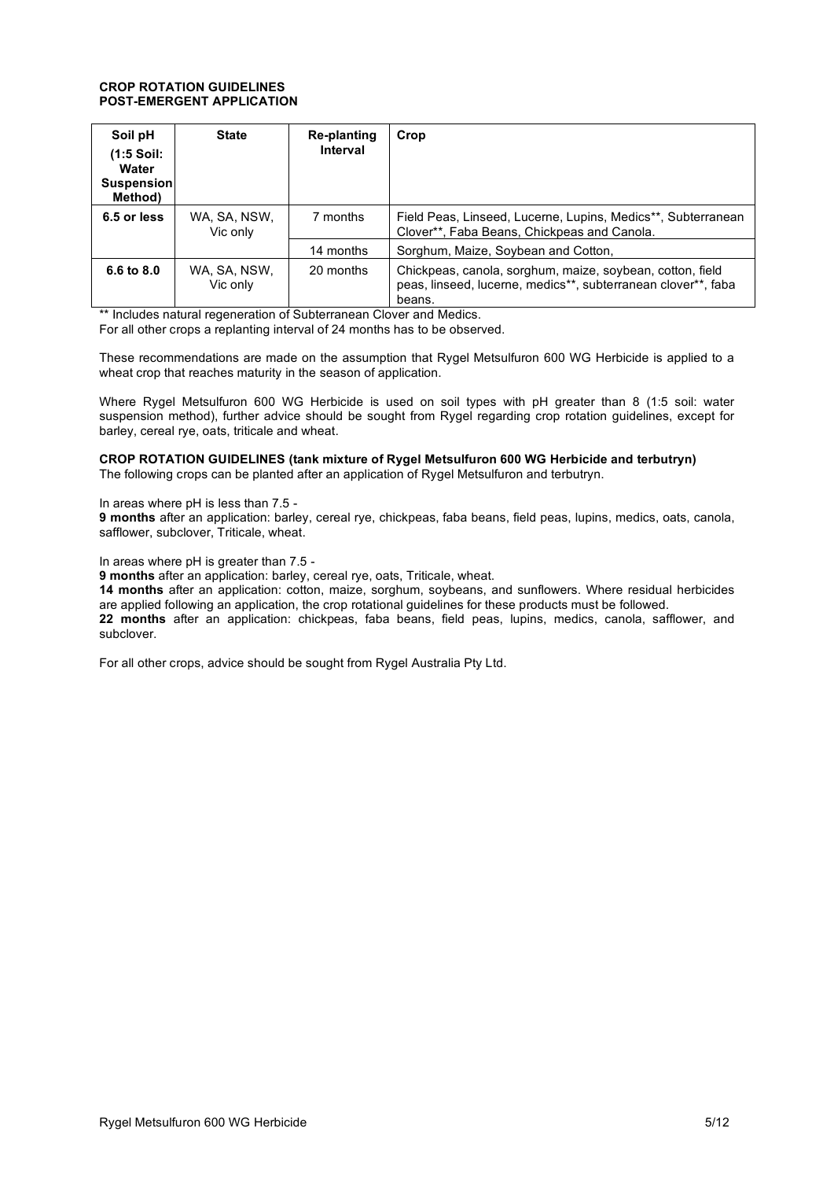**CROP ROTATION GUIDELINES**
**POST-EMERGENT APPLICATION**

| Soil pH (1:5 Soil: Water Suspension Method) | State | Re-planting Interval | Crop |
|---|---|---|---|
| **6.5 or less** | WA, SA, NSW, Vic only | 7 months | Field Peas, Linseed, Lucerne, Lupins, Medics**, Subterranean Clover**, Faba Beans, Chickpeas and Canola. |
| | | 14 months | Sorghum, Maize, Soybean and Cotton, |
| **6.6 to 8.0** | WA, SA, NSW, Vic only | 20 months | Chickpeas, canola, sorghum, maize, soybean, cotton, field peas, linseed, lucerne, medics**, subterranean clover**, faba beans. |

** Includes natural regeneration of Subterranean Clover and Medics.

For all other crops a replanting interval of 24 months has to be observed.

These recommendations are made on the assumption that Rygel Metsulfuron 600 WG Herbicide is applied to a wheat crop that reaches maturity in the season of application.

Where Rygel Metsulfuron 600 WG Herbicide is used on soil types with pH greater than 8 (1:5 soil: water suspension method), further advice should be sought from Rygel regarding crop rotation guidelines, except for barley, cereal rye, oats, triticale and wheat.

**CROP ROTATION GUIDELINES (tank mixture of Rygel Metsulfuron 600 WG Herbicide and terbutryn)**

The following crops can be planted after an application of Rygel Metsulfuron and terbutryn.

In areas where pH is less than 7.5 -

**9 months** after an application: barley, cereal rye, chickpeas, faba beans, field peas, lupins, medics, oats, canola, safflower, subclover, Triticale, wheat.

In areas where pH is greater than 7.5 -

**9 months** after an application: barley, cereal rye, oats, Triticale, wheat.

**14 months** after an application: cotton, maize, sorghum, soybeans, and sunflowers. Where residual herbicides are applied following an application, the crop rotational guidelines for these products must be followed.

**22 months** after an application: chickpeas, faba beans, field peas, lupins, medics, canola, safflower, and subclover.

For all other crops, advice should be sought from Rygel Australia Pty Ltd.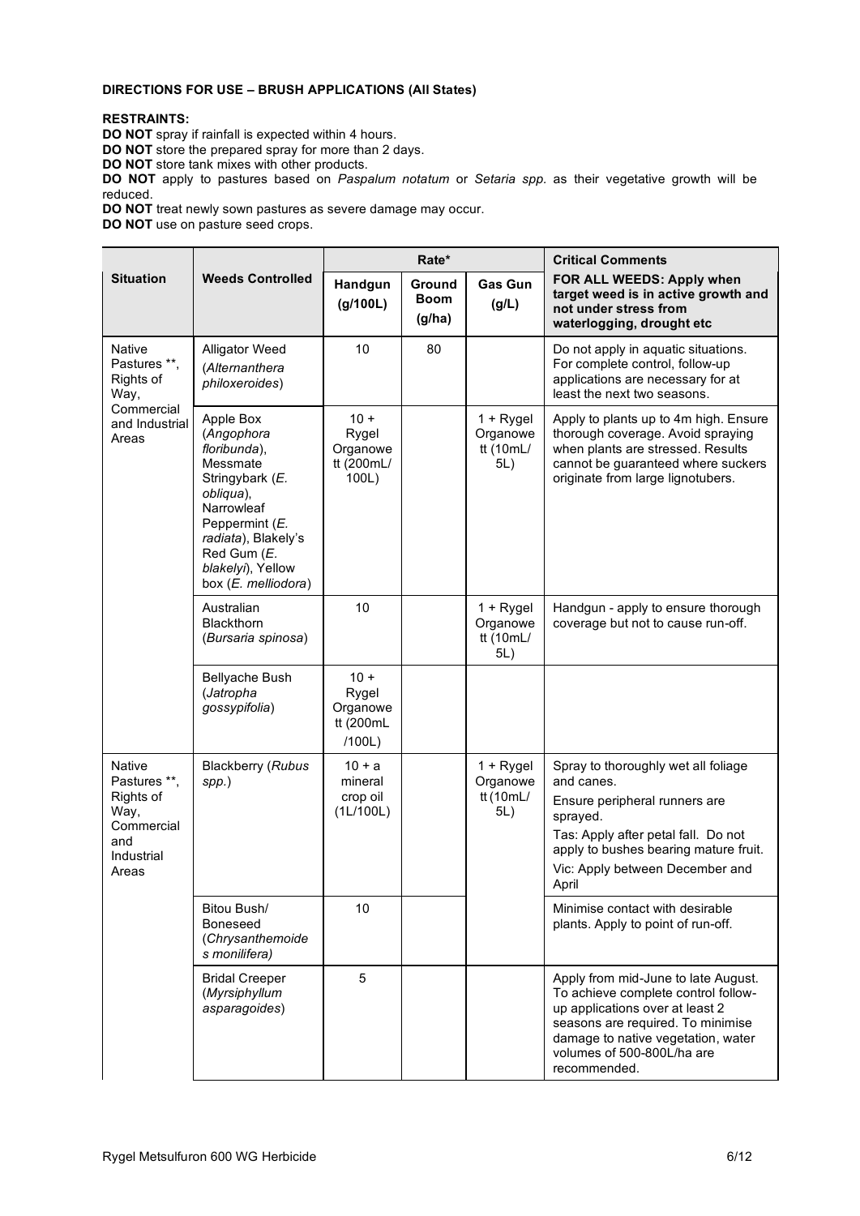**DIRECTIONS FOR USE – BRUSH APPLICATIONS (All States)**

**RESTRAINTS:**

**DO NOT** spray if rainfall is expected within 4 hours.
**DO NOT** store the prepared spray for more than 2 days.
**DO NOT** store tank mixes with other products.
**DO NOT** apply to pastures based on *Paspalum notatum* or *Setaria spp.* as their vegetative growth will be reduced.
**DO NOT** treat newly sown pastures as severe damage may occur.
**DO NOT** use on pasture seed crops.

| Situation | Weeds Controlled | Rate* | | | Critical Comments |
|---|---|---|---|---|---|
| | | Handgun (g/100L) | Ground Boom (g/ha) | Gas Gun (g/L) | **FOR ALL WEEDS: Apply when target weed is in active growth and not under stress from waterlogging, drought etc** |
| Native Pastures **, Rights of Way, Commercial and Industrial Areas | Alligator Weed (*Alternanthera philoxeroides*) | 10 | 80 | | Do not apply in aquatic situations. For complete control, follow-up applications are necessary for at least the next two seasons. |
| | Apple Box (*Angophora floribunda*), Messmate Stringybark (*E. obliqua*), Narrowleaf Peppermint (*E. radiata*), Blakely's Red Gum (*E. blakelyi*), Yellow box (*E. melliodora*) | 10 + Rygel Organowett (200mL/ 100L) | | 1 + Rygel Organowett (10mL/ 5L) | Apply to plants up to 4m high. Ensure thorough coverage. Avoid spraying when plants are stressed. Results cannot be guaranteed where suckers originate from large lignotubers. |
| | Australian Blackthorn (*Bursaria spinosa*) | 10 | | 1 + Rygel Organowett (10mL/ 5L) | Handgun - apply to ensure thorough coverage but not to cause run-off. |
| | Bellyache Bush (*Jatropha gossypifolia*) | 10 + Rygel Organowett (200mL /100L) | | | |
| Native Pastures **, Rights of Way, Commercial and Industrial Areas | Blackberry (*Rubus spp.*) | 10 + a mineral crop oil (1L/100L) | | 1 + Rygel Organowett (10mL/ 5L) | Spray to thoroughly wet all foliage and canes.<br>Ensure peripheral runners are sprayed.<br>Tas: Apply after petal fall. Do not apply to bushes bearing mature fruit.<br>Vic: Apply between December and April |
| | Bitou Bush/ Boneseed (*Chrysanthemoides monilifera*) | 10 | | | Minimise contact with desirable plants. Apply to point of run-off. |
| | Bridal Creeper (*Myrsiphyllum asparagoides*) | 5 | | | Apply from mid-June to late August. To achieve complete control follow-up applications over at least 2 seasons are required. To minimise damage to native vegetation, water volumes of 500-800L/ha are recommended. |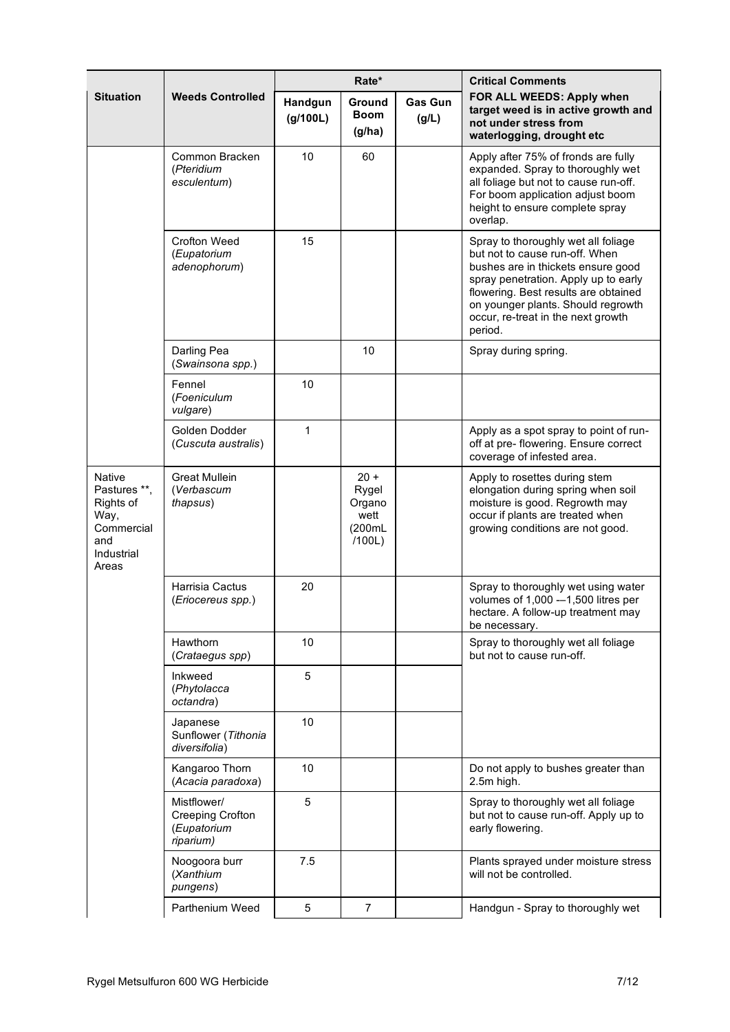| Situation | Weeds Controlled | Rate* | | | Critical Comments |
|---|---|---|---|---|---|
| | | Handgun (g/100L) | Ground Boom (g/ha) | Gas Gun (g/L) | **FOR ALL WEEDS: Apply when target weed is in active growth and not under stress from waterlogging, drought etc** |
| | Common Bracken (*Pteridium esculentum*) | 10 | 60 | | Apply after 75% of fronds are fully expanded. Spray to thoroughly wet all foliage but not to cause run-off. For boom application adjust boom height to ensure complete spray overlap. |
| | Crofton Weed (*Eupatorium adenophorum*) | 15 | | | Spray to thoroughly wet all foliage but not to cause run-off. When bushes are in thickets ensure good spray penetration. Apply up to early flowering. Best results are obtained on younger plants. Should regrowth occur, re-treat in the next growth period. |
| | Darling Pea (*Swainsona spp.*) | | 10 | | Spray during spring. |
| | Fennel (*Foeniculum vulgare*) | 10 | | | |
| | Golden Dodder (*Cuscuta australis*) | 1 | | | Apply as a spot spray to point of run-off at pre- flowering. Ensure correct coverage of infested area. |
| Native Pastures **, Rights of Way, Commercial and Industrial Areas | Great Mullein (*Verbascum thapsus*) | | 20 + Rygel Organo wett (200mL /100L) | | Apply to rosettes during stem elongation during spring when soil moisture is good. Regrowth may occur if plants are treated when growing conditions are not good. |
| | Harrisia Cactus (*Eriocereus spp.*) | 20 | | | Spray to thoroughly wet using water volumes of 1,000 -–1,500 litres per hectare. A follow-up treatment may be necessary. |
| | Hawthorn (*Crataegus spp*) | 10 | | | Spray to thoroughly wet all foliage but not to cause run-off. |
| | Inkweed (*Phytolacca octandra*) | 5 | | | |
| | Japanese Sunflower (*Tithonia diversifolia*) | 10 | | | |
| | Kangaroo Thorn (*Acacia paradoxa*) | 10 | | | Do not apply to bushes greater than 2.5m high. |
| | Mistflower/ Creeping Crofton (*Eupatorium riparium)* | 5 | | | Spray to thoroughly wet all foliage but not to cause run-off. Apply up to early flowering. |
| | Noogoora burr (*Xanthium pungens*) | 7.5 | | | Plants sprayed under moisture stress will not be controlled. |
| | Parthenium Weed | 5 | 7 | | Handgun - Spray to thoroughly wet |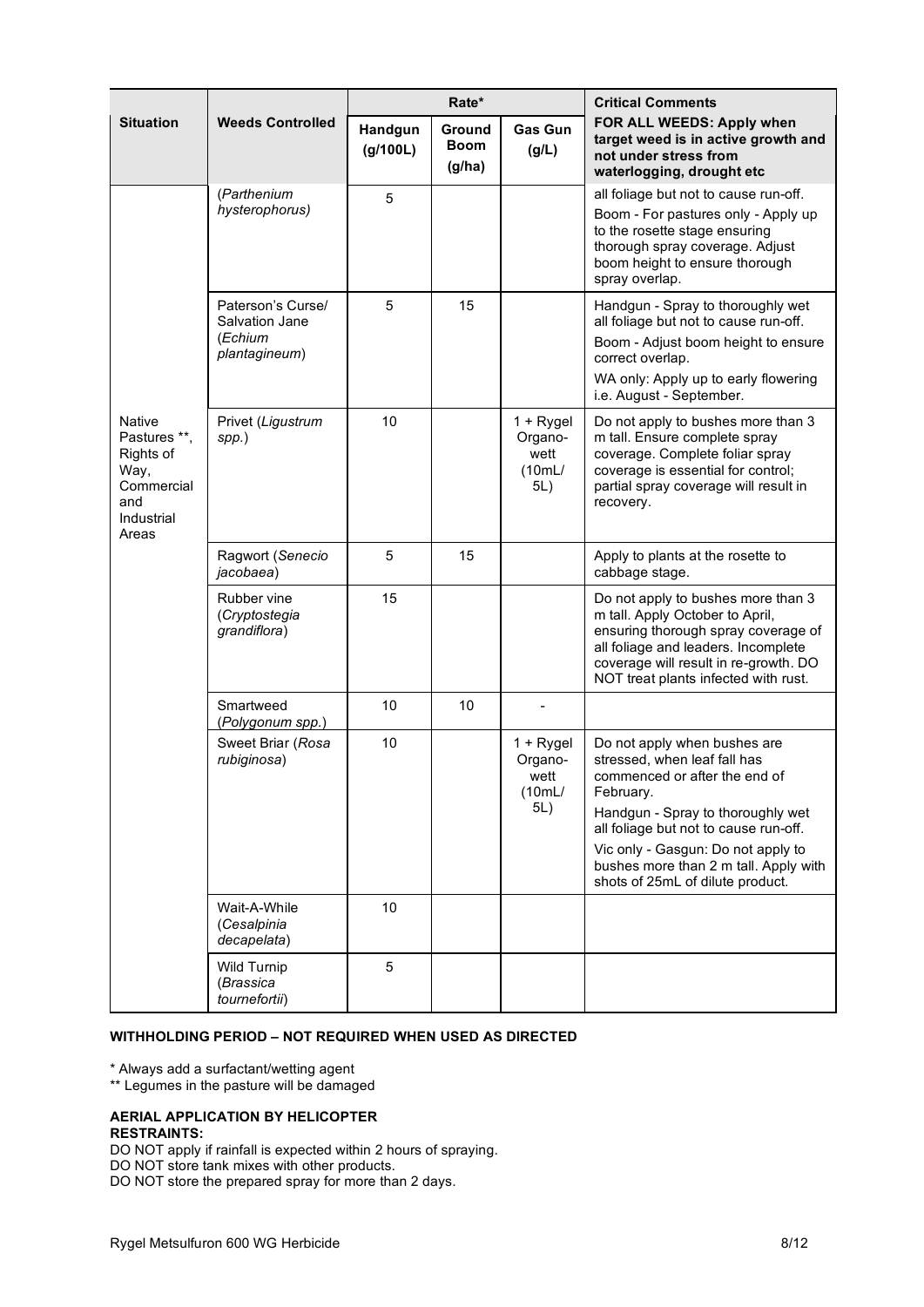| Situation | Weeds Controlled | Rate* | | | Critical Comments |
|---|---|---|---|---|---|
| | | Handgun (g/100L) | Ground Boom (g/ha) | Gas Gun (g/L) | FOR ALL WEEDS: Apply when target weed is in active growth and not under stress from waterlogging, drought etc |
| Native Pastures **, Rights of Way, Commercial and Industrial Areas | (*Parthenium hysterophorus*) | 5 | | | all foliage but not to cause run-off. Boom - For pastures only - Apply up to the rosette stage ensuring thorough spray coverage. Adjust boom height to ensure thorough spray overlap. |
| | Paterson's Curse/ Salvation Jane (*Echium plantagineum*) | 5 | 15 | | Handgun - Spray to thoroughly wet all foliage but not to cause run-off. Boom - Adjust boom height to ensure correct overlap. WA only: Apply up to early flowering i.e. August - September. |
| | Privet (*Ligustrum spp.*) | 10 | | 1 + Rygel Organo-wett (10mL/ 5L) | Do not apply to bushes more than 3 m tall. Ensure complete spray coverage. Complete foliar spray coverage is essential for control; partial spray coverage will result in recovery. |
| | Ragwort (*Senecio jacobaea*) | 5 | 15 | | Apply to plants at the rosette to cabbage stage. |
| | Rubber vine (*Cryptostegia grandiflora*) | 15 | | | Do not apply to bushes more than 3 m tall. Apply October to April, ensuring thorough spray coverage of all foliage and leaders. Incomplete coverage will result in re-growth. DO NOT treat plants infected with rust. |
| | Smartweed (*Polygonum spp.*) | 10 | 10 | - | |
| | Sweet Briar (*Rosa rubiginosa*) | 10 | | 1 + Rygel Organo-wett (10mL/ 5L) | Do not apply when bushes are stressed, when leaf fall has commenced or after the end of February. Handgun - Spray to thoroughly wet all foliage but not to cause run-off. Vic only - Gasgun: Do not apply to bushes more than 2 m tall. Apply with shots of 25mL of dilute product. |
| | Wait-A-While (*Cesalpinia decapelata*) | 10 | | | |
| | Wild Turnip (*Brassica tournefortii*) | 5 | | | |

**WITHHOLDING PERIOD – NOT REQUIRED WHEN USED AS DIRECTED**

\* Always add a surfactant/wetting agent

\*\* Legumes in the pasture will be damaged

**AERIAL APPLICATION BY HELICOPTER**

**RESTRAINTS:**

DO NOT apply if rainfall is expected within 2 hours of spraying.

DO NOT store tank mixes with other products.

DO NOT store the prepared spray for more than 2 days.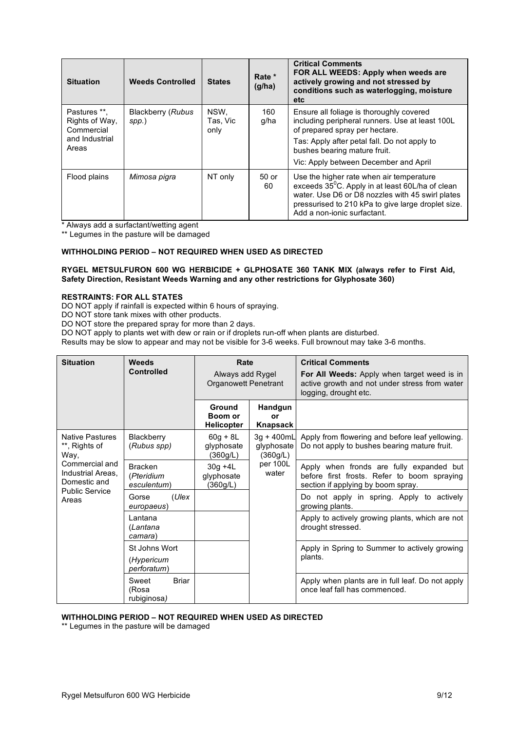| Situation | Weeds Controlled | States | Rate * (g/ha) | Critical Comments<br>**FOR ALL WEEDS: Apply when weeds are actively growing and not stressed by conditions such as waterlogging, moisture etc** |
|---|---|---|---|---|
| Pastures **, Rights of Way, Commercial and Industrial Areas | Blackberry (*Rubus spp.*) | NSW, Tas, Vic only | 160 g/ha | Ensure all foliage is thoroughly covered including peripheral runners. Use at least 100L of prepared spray per hectare.<br>Tas: Apply after petal fall. Do not apply to bushes bearing mature fruit.<br>Vic: Apply between December and April |
| Flood plains | *Mimosa pigra* | NT only | 50 or 60 | Use the higher rate when air temperature exceeds 35$^0$C. Apply in at least 60L/ha of clean water. Use D6 or D8 nozzles with 45 swirl plates pressurised to 210 kPa to give large droplet size. Add a non-ionic surfactant. |

\* Always add a surfactant/wetting agent

** Legumes in the pasture will be damaged

**WITHHOLDING PERIOD – NOT REQUIRED WHEN USED AS DIRECTED**

**RYGEL METSULFURON 600 WG HERBICIDE + GLPHOSATE 360 TANK MIX (always refer to First Aid, Safety Direction, Resistant Weeds Warning and any other restrictions for Glyphosate 360)**

**RESTRAINTS: FOR ALL STATES**

DO NOT apply if rainfall is expected within 6 hours of spraying.
DO NOT store tank mixes with other products.
DO NOT store the prepared spray for more than 2 days.
DO NOT apply to plants wet with dew or rain or if droplets run-off when plants are disturbed.
Results may be slow to appear and may not be visible for 3-6 weeks. Full brownout may take 3-6 months.

| Situation | Weeds Controlled | Rate<br>Always add Rygel Organowett Penetrant | | Critical Comments<br>**For All Weeds:** Apply when target weed is in active growth and not under stress from water logging, drought etc. |
|---|---|---|---|---|
| | | **Ground Boom or Helicopter** | **Handgun or Knapsack** | |
| Native Pastures **, Rights of Way, Commercial and Industrial Areas, Domestic and Public Service Areas | Blackberry (*Rubus spp*) | 60g + 8L glyphosate (360g/L) | 3g + 400mL glyphosate (360g/L) per 100L water | Apply from flowering and before leaf yellowing. Do not apply to bushes bearing mature fruit. |
| | Bracken (*Pteridium esculentum*) | 30g +4L glyphosate (360g/L) | | Apply when fronds are fully expanded but before first frosts. Refer to boom spraying section if applying by boom spray. |
| | Gorse (*Ulex europaeus*) | | | Do not apply in spring. Apply to actively growing plants. |
| | Lantana (*Lantana camara*) | | | Apply to actively growing plants, which are not drought stressed. |
| | St Johns Wort (*Hypericum perforatum*) | | | Apply in Spring to Summer to actively growing plants. |
| | Sweet Briar (*Rosa rubiginosa*) | | | Apply when plants are in full leaf. Do not apply once leaf fall has commenced. |

**WITHHOLDING PERIOD – NOT REQUIRED WHEN USED AS DIRECTED**

** Legumes in the pasture will be damaged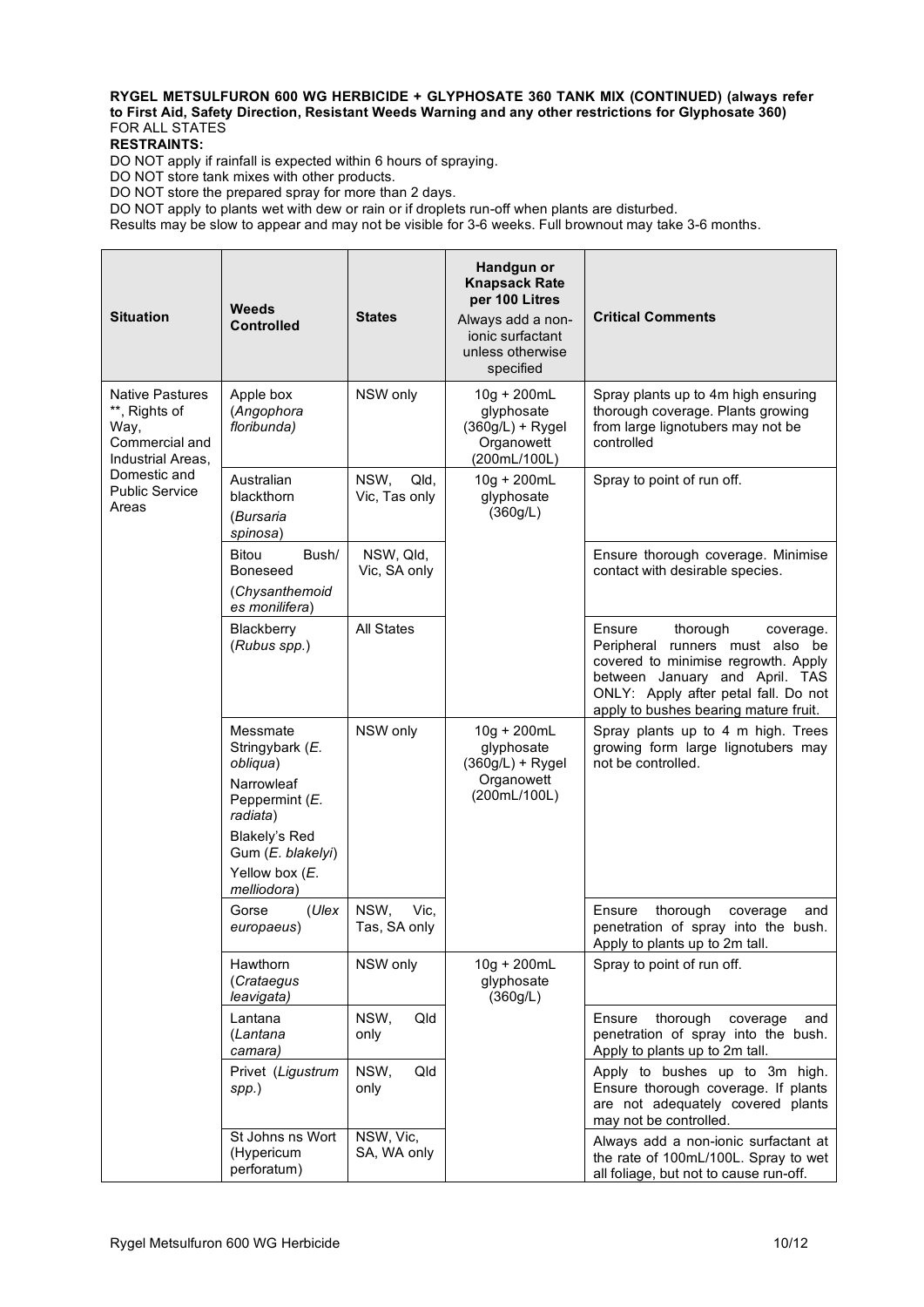**RYGEL METSULFURON 600 WG HERBICIDE + GLYPHOSATE 360 TANK MIX (CONTINUED) (always refer to First Aid, Safety Direction, Resistant Weeds Warning and any other restrictions for Glyphosate 360)**
FOR ALL STATES
**RESTRAINTS:**
DO NOT apply if rainfall is expected within 6 hours of spraying.
DO NOT store tank mixes with other products.
DO NOT store the prepared spray for more than 2 days.
DO NOT apply to plants wet with dew or rain or if droplets run-off when plants are disturbed.
Results may be slow to appear and may not be visible for 3-6 weeks. Full brownout may take 3-6 months.

| Situation | Weeds Controlled | States | Handgun or Knapsack Rate per 100 Litres Always add a non-ionic surfactant unless otherwise specified | Critical Comments |
|---|---|---|---|---|
| Native Pastures **, Rights of Way, Commercial and Industrial Areas, Domestic and Public Service Areas | Apple box (*Angophora floribunda*) | NSW only | 10g + 200mL glyphosate (360g/L) + Rygel Organowett (200mL/100L) | Spray plants up to 4m high ensuring thorough coverage. Plants growing from large lignotubers may not be controlled |
| | Australian blackthorn (*Bursaria spinosa*) | NSW, Qld, Vic, Tas only | 10g + 200mL glyphosate (360g/L) | Spray to point of run off. |
| | Bitou Bush/ Boneseed (*Chrysanthemoides monilifera*) | NSW, Qld, Vic, SA only | | Ensure thorough coverage. Minimise contact with desirable species. |
| | Blackberry (*Rubus spp.*) | All States | | Ensure thorough coverage. Peripheral runners must also be covered to minimise regrowth. Apply between January and April. TAS ONLY: Apply after petal fall. Do not apply to bushes bearing mature fruit. |
| | Messmate Stringybark (*E. obliqua*) Narrowleaf Peppermint (*E. radiata*) Blakely's Red Gum (*E. blakelyi*) Yellow box (*E. melliodora*) | NSW only | 10g + 200mL glyphosate (360g/L) + Rygel Organowett (200mL/100L) | Spray plants up to 4 m high. Trees growing form large lignotubers may not be controlled. |
| | Gorse (*Ulex europaeus*) | NSW, Vic, Tas, SA only | | Ensure thorough coverage and penetration of spray into the bush. Apply to plants up to 2m tall. |
| | Hawthorn (*Crataegus leavigata)* | NSW only | 10g + 200mL glyphosate (360g/L) | Spray to point of run off. |
| | Lantana (*Lantana camara)* | NSW, Qld only | | Ensure thorough coverage and penetration of spray into the bush. Apply to plants up to 2m tall. |
| | Privet (*Ligustrum spp.*) | NSW, Qld only | | Apply to bushes up to 3m high. Ensure thorough coverage. If plants are not adequately covered plants may not be controlled. |
| | St Johns ns Wort (Hypericum perforatum) | NSW, Vic, SA, WA only | | Always add a non-ionic surfactant at the rate of 100mL/100L. Spray to wet all foliage, but not to cause run-off. |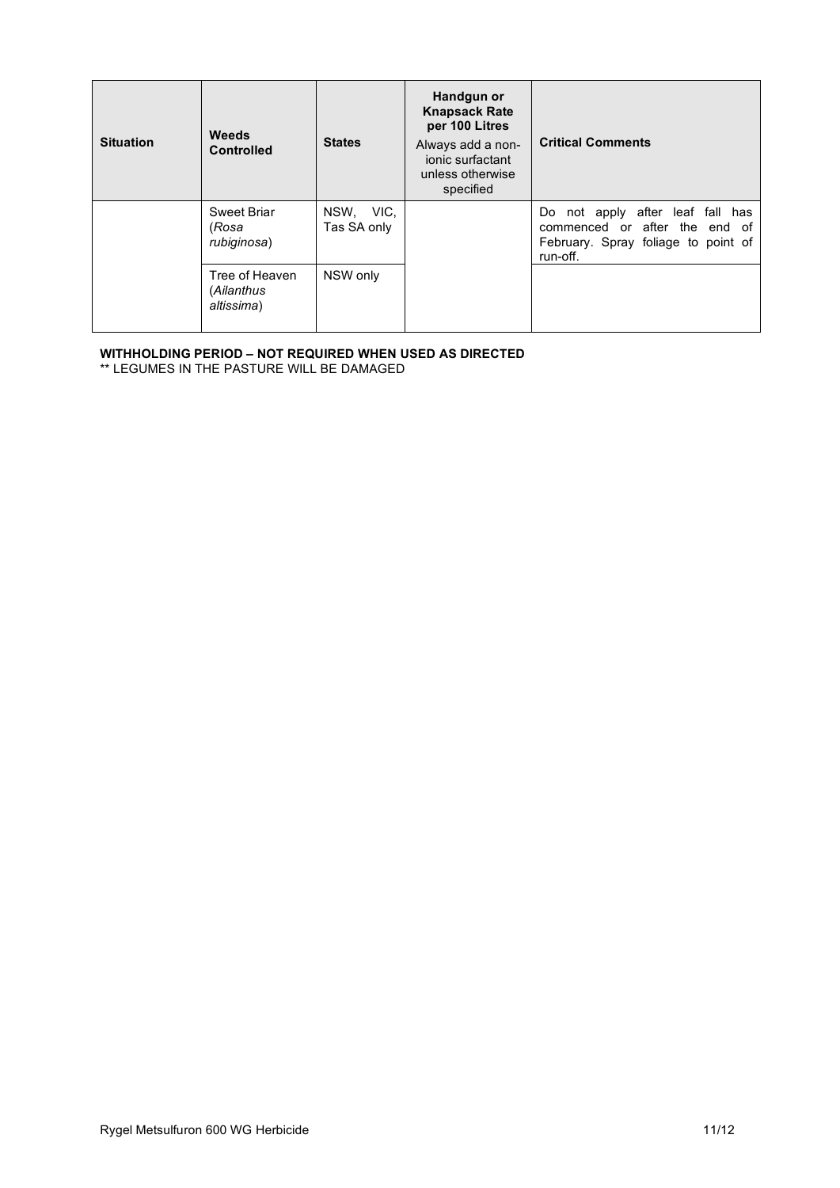| Situation | Weeds Controlled | States | Handgun or Knapsack Rate per 100 Litres<br>Always add a non-ionic surfactant unless otherwise specified | Critical Comments |
|---|---|---|---|---|
| | Sweet Briar (*Rosa rubiginosa*) | NSW, VIC, Tas SA only | | Do not apply after leaf fall has commenced or after the end of February. Spray foliage to point of run-off. |
| | Tree of Heaven (*Ailanthus altissima*) | NSW only | | |

**WITHHOLDING PERIOD – NOT REQUIRED WHEN USED AS DIRECTED**

** LEGUMES IN THE PASTURE WILL BE DAMAGED

Rygel Metsulfuron 600 WG Herbicide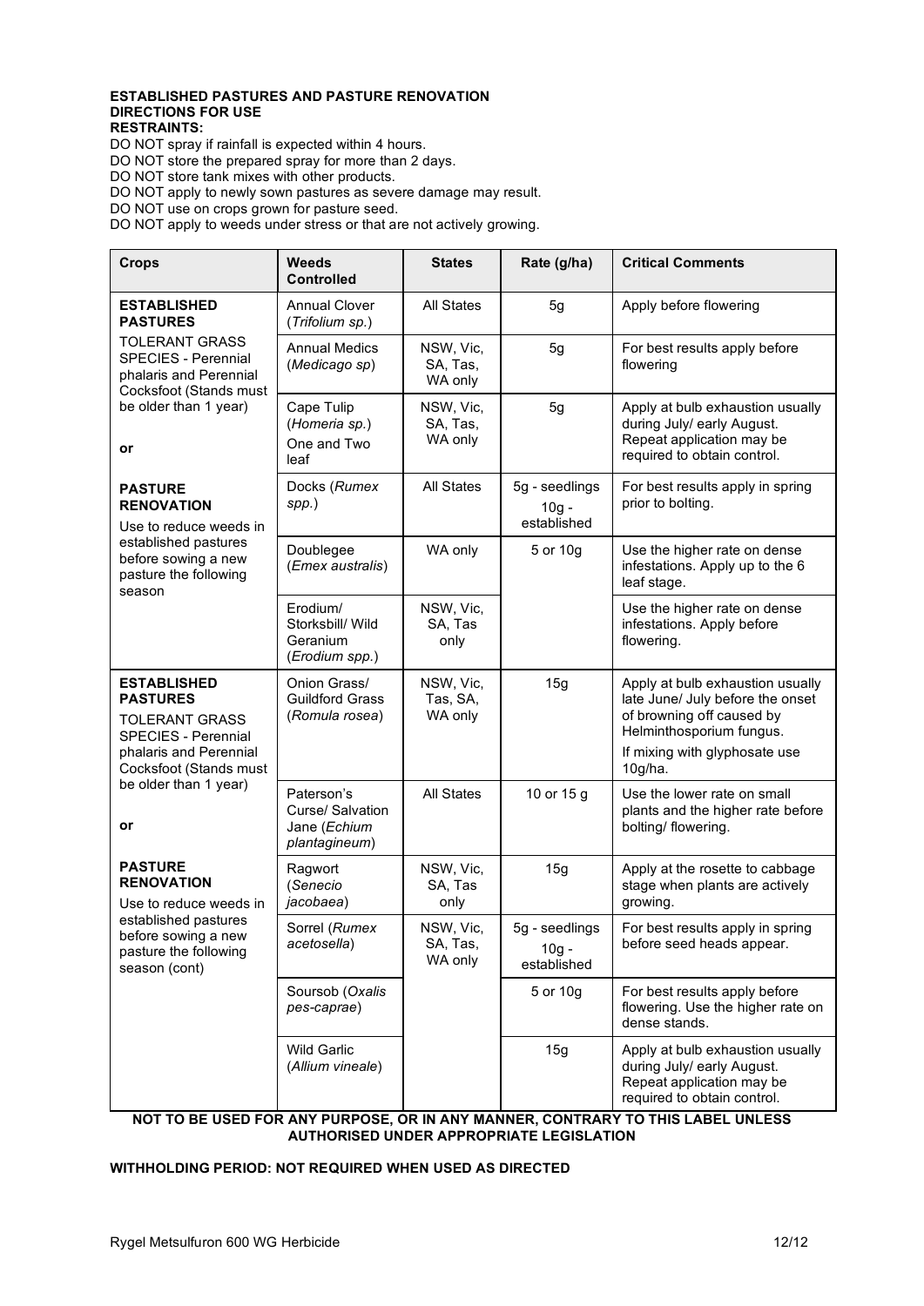**ESTABLISHED PASTURES AND PASTURE RENOVATION**
**DIRECTIONS FOR USE**
**RESTRAINTS:**

DO NOT spray if rainfall is expected within 4 hours.
DO NOT store the prepared spray for more than 2 days.
DO NOT store tank mixes with other products.
DO NOT apply to newly sown pastures as severe damage may result.
DO NOT use on crops grown for pasture seed.
DO NOT apply to weeds under stress or that are not actively growing.

| Crops | Weeds Controlled | States | Rate (g/ha) | Critical Comments |
|---|---|---|---|---|
| **ESTABLISHED PASTURES** TOLERANT GRASS SPECIES - Perennial phalaris and Perennial Cocksfoot (Stands must be older than 1 year) **or** **PASTURE RENOVATION** Use to reduce weeds in established pastures before sowing a new pasture the following season | Annual Clover (*Trifolium sp.*) | All States | 5g | Apply before flowering |
| | Annual Medics (*Medicago sp*) | NSW, Vic, SA, Tas, WA only | 5g | For best results apply before flowering |
| | Cape Tulip (*Homeria sp.*) One and Two leaf | NSW, Vic, SA, Tas, WA only | 5g | Apply at bulb exhaustion usually during July/ early August. Repeat application may be required to obtain control. |
| | Docks (*Rumex spp.*) | All States | 5g - seedlings 10g - established | For best results apply in spring prior to bolting. |
| | Doublegee (*Emex australis*) | WA only | 5 or 10g | Use the higher rate on dense infestations. Apply up to the 6 leaf stage. |
| | Erodium/ Storksbill/ Wild Geranium (*Erodium spp.*) | NSW, Vic, SA, Tas only | | Use the higher rate on dense infestations. Apply before flowering. |
| **ESTABLISHED PASTURES** TOLERANT GRASS SPECIES - Perennial phalaris and Perennial Cocksfoot (Stands must be older than 1 year) **or** **PASTURE RENOVATION** Use to reduce weeds in established pastures before sowing a new pasture the following season (cont) | Onion Grass/ Guildford Grass (*Romula rosea*) | NSW, Vic, Tas, SA, WA only | 15g | Apply at bulb exhaustion usually late June/ July before the onset of browning off caused by Helminthosporium fungus. If mixing with glyphosate use 10g/ha. |
| | Paterson's Curse/ Salvation Jane (*Echium plantagineum*) | All States | 10 or 15 g | Use the lower rate on small plants and the higher rate before bolting/ flowering. |
| | Ragwort (*Senecio jacobaea*) | NSW, Vic, SA, Tas only | 15g | Apply at the rosette to cabbage stage when plants are actively growing. |
| | Sorrel (*Rumex acetosella*) | NSW, Vic, SA, Tas, WA only | 5g - seedlings 10g - established | For best results apply in spring before seed heads appear. |
| | Soursob (*Oxalis pes-caprae*) | | 5 or 10g | For best results apply before flowering. Use the higher rate on dense stands. |
| | Wild Garlic (*Allium vineale*) | | 15g | Apply at bulb exhaustion usually during July/ early August. Repeat application may be required to obtain control. |

**NOT TO BE USED FOR ANY PURPOSE, OR IN ANY MANNER, CONTRARY TO THIS LABEL UNLESS AUTHORISED UNDER APPROPRIATE LEGISLATION**

**WITHHOLDING PERIOD: NOT REQUIRED WHEN USED AS DIRECTED**